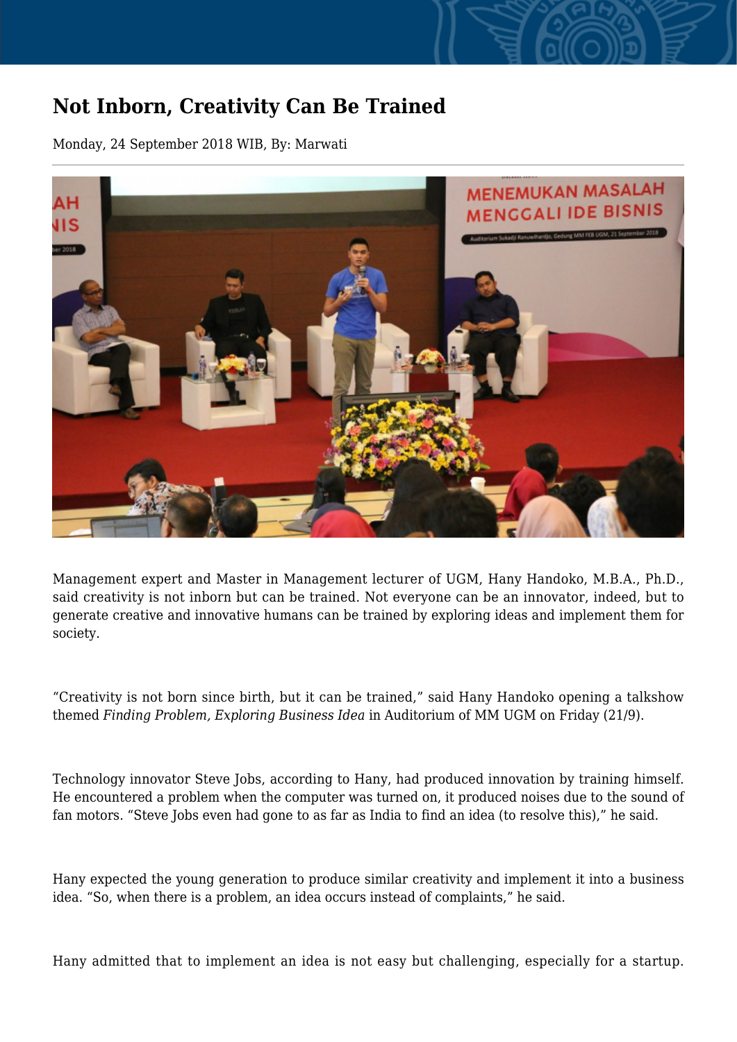# Not Inborn, Creativity Can Be Trained

Monday, 24 September 2018 WIB, By: Marwati

Management expert and Master in Management lecturer of UGM, Hany Handoko, M.B.A., Ph.D., said creativity is not inborn but can be trained. Not everyone can be an innovator, indeed, but to generate creative and innovative humans can be trained by exploring ideas and implement them for society.

"Creativity is not born since birth, but it can be trained," said Hany Handoko opening a talkshow themed *Finding Problem, Exploring Business Idea* in Auditorium of MM UGM on Friday (21/9).

Technology innovator Steve Jobs, according to Hany, had produced innovation by training himself. He encountered a problem when the computer was turned on, it produced noises due to the sound of fan motors. "Steve Jobs even had gone to as far as India to find an idea (to resolve this)," he said.

Hany expected the young generation to produce similar creativity and implement it into a business idea. "So, when there is a problem, an idea occurs instead of complaints," he said.

Hany admitted that to implement an idea is not easy but challenging, especially for a startup.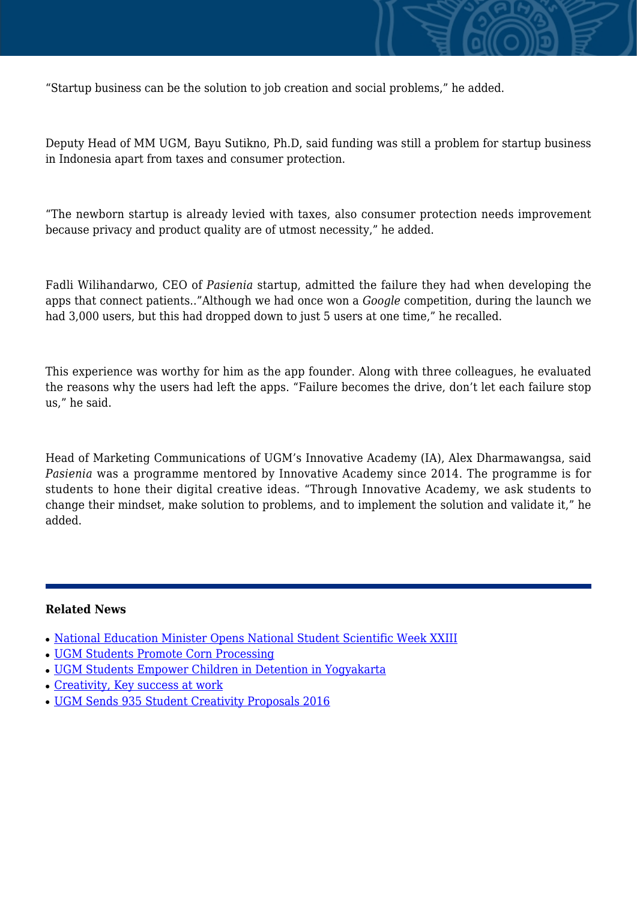"Startup business can be the solution to job creation and social problems," he added.

Deputy Head of MM UGM, Bayu Sutikno, Ph.D, said funding was still a problem for startup business in Indonesia apart from taxes and consumer protection.

"The newborn startup is already levied with taxes, also consumer protection needs improvement because privacy and product quality are of utmost necessity," he added.

Fadli Wilihandarwo, CEO of *Pasienia* startup, admitted the failure they had when developing the apps that connect patients.."Although we had once won a *Google* competition, during the launch we had 3,000 users, but this had dropped down to just 5 users at one time," he recalled.

This experience was worthy for him as the app founder. Along with three colleagues, he evaluated the reasons why the users had left the apps. "Failure becomes the drive, don't let each failure stop us," he said.

Head of Marketing Communications of UGM's Innovative Academy (IA), Alex Dharmawangsa, said *Pasienia* was a programme mentored by Innovative Academy since 2014. The programme is for students to hone their digital creative ideas. "Through Innovative Academy, we ask students to change their mindset, make solution to problems, and to implement the solution and validate it," he added.

---

**Related News**

- National Education Minister Opens National Student Scientific Week XXIII
- UGM Students Promote Corn Processing
- UGM Students Empower Children in Detention in Yogyakarta
- Creativity, Key success at work
- UGM Sends 935 Student Creativity Proposals 2016